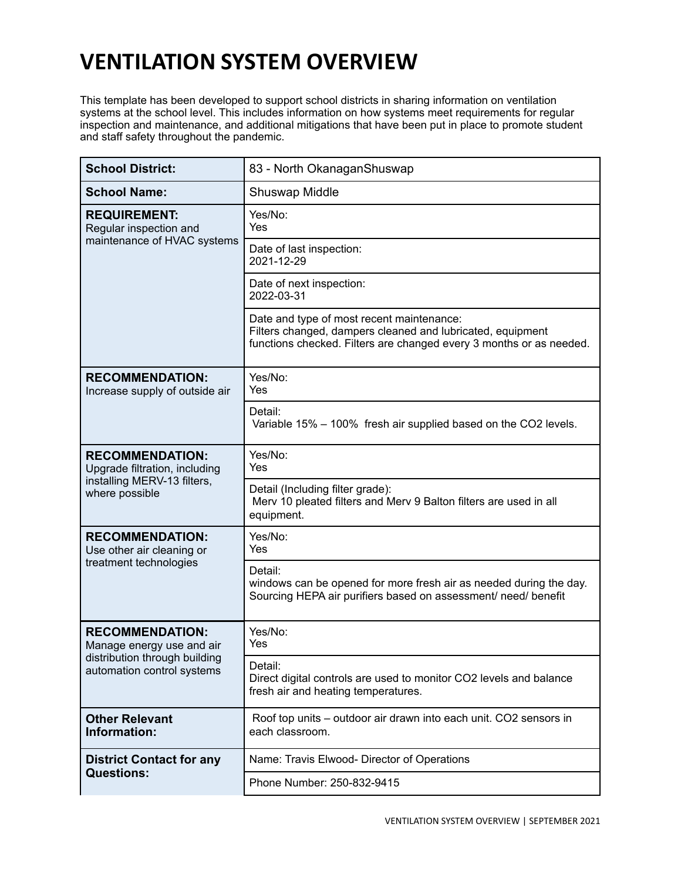# VENTILATION SYSTEM OVERVIEW

This template has been developed to support school districts in sharing information on ventilation systems at the school level. This includes information on how systems meet requirements for regular inspection and maintenance, and additional mitigations that have been put in place to promote student and staff safety throughout the pandemic.

| | |
|---|---|
| **School District:** | 83 - North OkanaganShuswap |
| **School Name:** | Shuswap Middle |
| **REQUIREMENT:** Regular inspection and maintenance of HVAC systems | Yes/No: Yes |
| | Date of last inspection: 2021-12-29 |
| | Date of next inspection: 2022-03-31 |
| | Date and type of most recent maintenance: Filters changed, dampers cleaned and lubricated, equipment functions checked. Filters are changed every 3 months or as needed. |
| **RECOMMENDATION:** Increase supply of outside air | Yes/No: Yes |
| | Detail: Variable 15% – 100% fresh air supplied based on the $CO_2$ levels. |
| **RECOMMENDATION:** Upgrade filtration, including installing MERV-13 filters, where possible | Yes/No: Yes |
| | Detail (Including filter grade): Merv 10 pleated filters and Merv 9 Balton filters are used in all equipment. |
| **RECOMMENDATION:** Use other air cleaning or treatment technologies | Yes/No: Yes |
| | Detail: windows can be opened for more fresh air as needed during the day. Sourcing HEPA air purifiers based on assessment/ need/ benefit |
| **RECOMMENDATION:** Manage energy use and air distribution through building automation control systems | Yes/No: Yes |
| | Detail: Direct digital controls are used to monitor $CO_2$ levels and balance fresh air and heating temperatures. |
| **Other Relevant Information:** | Roof top units – outdoor air drawn into each unit. $CO_2$ sensors in each classroom. |
| **District Contact for any Questions:** | Name: Travis Elwood- Director of Operations |
| | Phone Number: 250-832-9415 |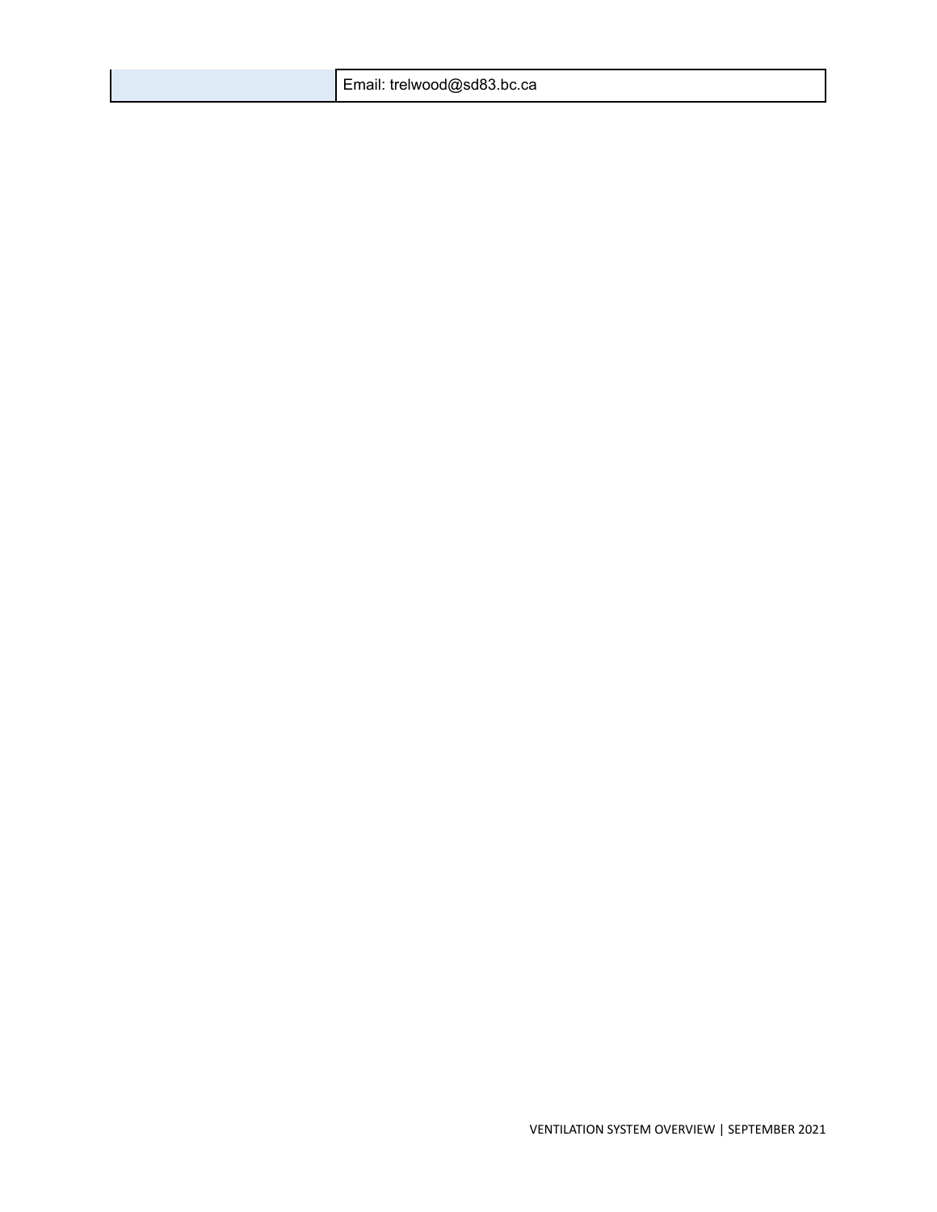| | |
|---|---|
| | Email: trelwood@sd83.bc.ca |